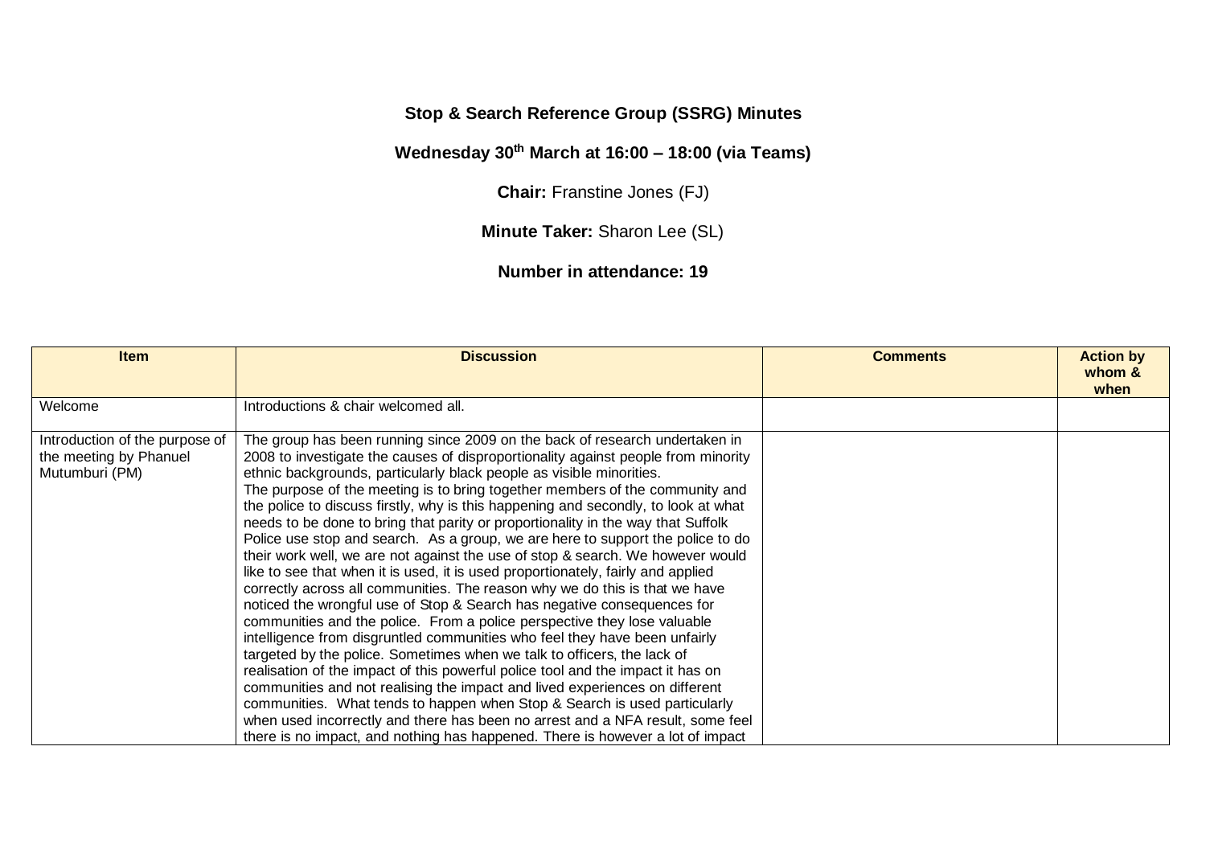**Stop & Search Reference Group (SSRG) Minutes**

**Wednesday 30th March at 16:00 – 18:00 (via Teams)**

**Chair:** Franstine Jones (FJ)

**Minute Taker:** Sharon Lee (SL)

**Number in attendance: 19**

| Item | Discussion | Comments | Action by whom & when |
|---|---|---|---|
| Welcome | Introductions & chair welcomed all. | | |
| Introduction of the purpose of the meeting by Phanuel Mutumburi (PM) | The group has been running since 2009 on the back of research undertaken in 2008 to investigate the causes of disproportionality against people from minority ethnic backgrounds, particularly black people as visible minorities. The purpose of the meeting is to bring together members of the community and the police to discuss firstly, why is this happening and secondly, to look at what needs to be done to bring that parity or proportionality in the way that Suffolk Police use stop and search. As a group, we are here to support the police to do their work well, we are not against the use of stop & search. We however would like to see that when it is used, it is used proportionately, fairly and applied correctly across all communities. The reason why we do this is that we have noticed the wrongful use of Stop & Search has negative consequences for communities and the police. From a police perspective they lose valuable intelligence from disgruntled communities who feel they have been unfairly targeted by the police. Sometimes when we talk to officers, the lack of realisation of the impact of this powerful police tool and the impact it has on communities and not realising the impact and lived experiences on different communities. What tends to happen when Stop & Search is used particularly when used incorrectly and there has been no arrest and a NFA result, some feel there is no impact, and nothing has happened. There is however a lot of impact | | |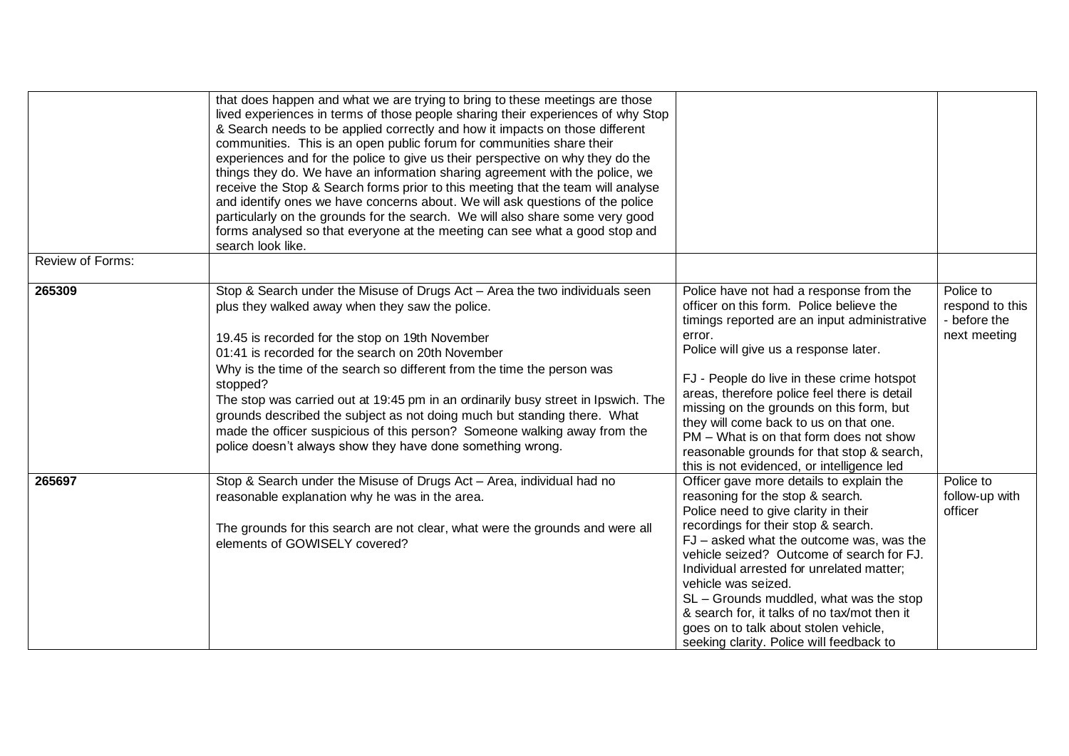| | | | |
|---|---|---|---|
| | that does happen and what we are trying to bring to these meetings are those lived experiences in terms of those people sharing their experiences of why Stop & Search needs to be applied correctly and how it impacts on those different communities. This is an open public forum for communities share their experiences and for the police to give us their perspective on why they do the things they do. We have an information sharing agreement with the police, we receive the Stop & Search forms prior to this meeting that the team will analyse and identify ones we have concerns about. We will ask questions of the police particularly on the grounds for the search. We will also share some very good forms analysed so that everyone at the meeting can see what a good stop and search look like. | | |
| Review of Forms: | | | |
| **265309** | Stop & Search under the Misuse of Drugs Act – Area the two individuals seen plus they walked away when they saw the police.<br><br>19.45 is recorded for the stop on 19th November<br>01:41 is recorded for the search on 20th November<br>Why is the time of the search so different from the time the person was stopped?<br>The stop was carried out at 19:45 pm in an ordinarily busy street in Ipswich. The grounds described the subject as not doing much but standing there. What made the officer suspicious of this person? Someone walking away from the police doesn't always show they have done something wrong. | Police have not had a response from the officer on this form. Police believe the timings reported are an input administrative error.<br>Police will give us a response later.<br><br>FJ - People do live in these crime hotspot areas, therefore police feel there is detail missing on the grounds on this form, but they will come back to us on that one.<br>PM – What is on that form does not show reasonable grounds for that stop & search, this is not evidenced, or intelligence led | Police to respond to this - before the next meeting |
| **265697** | Stop & Search under the Misuse of Drugs Act – Area, individual had no reasonable explanation why he was in the area.<br><br>The grounds for this search are not clear, what were the grounds and were all elements of GOWISELY covered? | Officer gave more details to explain the reasoning for the stop & search.<br>Police need to give clarity in their recordings for their stop & search.<br>FJ – asked what the outcome was, was the vehicle seized? Outcome of search for FJ. Individual arrested for unrelated matter; vehicle was seized.<br>SL – Grounds muddled, what was the stop & search for, it talks of no tax/mot then it goes on to talk about stolen vehicle, seeking clarity. Police will feedback to | Police to follow-up with officer |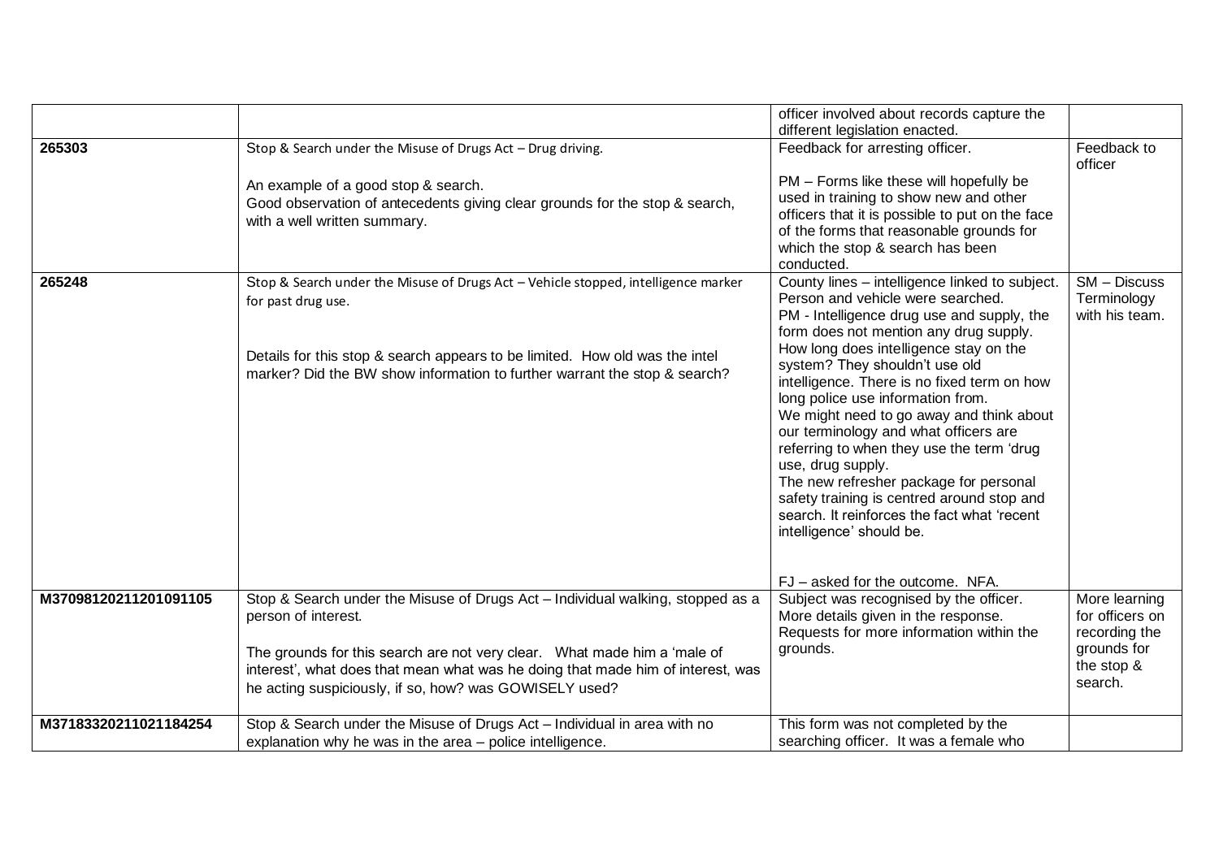| | | officer involved about records capture the different legislation enacted. | |
|---|---|---|---|
| **265303** | Stop & Search under the Misuse of Drugs Act – Drug driving.<br><br>An example of a good stop & search.<br>Good observation of antecedents giving clear grounds for the stop & search, with a well written summary. | Feedback for arresting officer.<br><br>PM – Forms like these will hopefully be used in training to show new and other officers that it is possible to put on the face of the forms that reasonable grounds for which the stop & search has been conducted. | Feedback to officer |
| **265248** | Stop & Search under the Misuse of Drugs Act – Vehicle stopped, intelligence marker for past drug use.<br><br>Details for this stop & search appears to be limited. How old was the intel marker? Did the BW show information to further warrant the stop & search? | County lines – intelligence linked to subject. Person and vehicle were searched.<br>PM - Intelligence drug use and supply, the form does not mention any drug supply. How long does intelligence stay on the system? They shouldn't use old intelligence. There is no fixed term on how long police use information from.<br>We might need to go away and think about our terminology and what officers are referring to when they use the term 'drug use, drug supply.<br>The new refresher package for personal safety training is centred around stop and search. It reinforces the fact what 'recent intelligence' should be.<br><br>FJ – asked for the outcome. NFA. | SM – Discuss Terminology with his team. |
| **M37098120211201091105** | Stop & Search under the Misuse of Drugs Act – Individual walking, stopped as a person of interest.<br><br>The grounds for this search are not very clear. What made him a 'male of interest', what does that mean what was he doing that made him of interest, was he acting suspiciously, if so, how? was GOWISELY used? | Subject was recognised by the officer.<br>More details given in the response.<br>Requests for more information within the grounds. | More learning for officers on recording the grounds for the stop & search. |
| **M37183320211021184254** | Stop & Search under the Misuse of Drugs Act – Individual in area with no explanation why he was in the area – police intelligence. | This form was not completed by the searching officer. It was a female who | |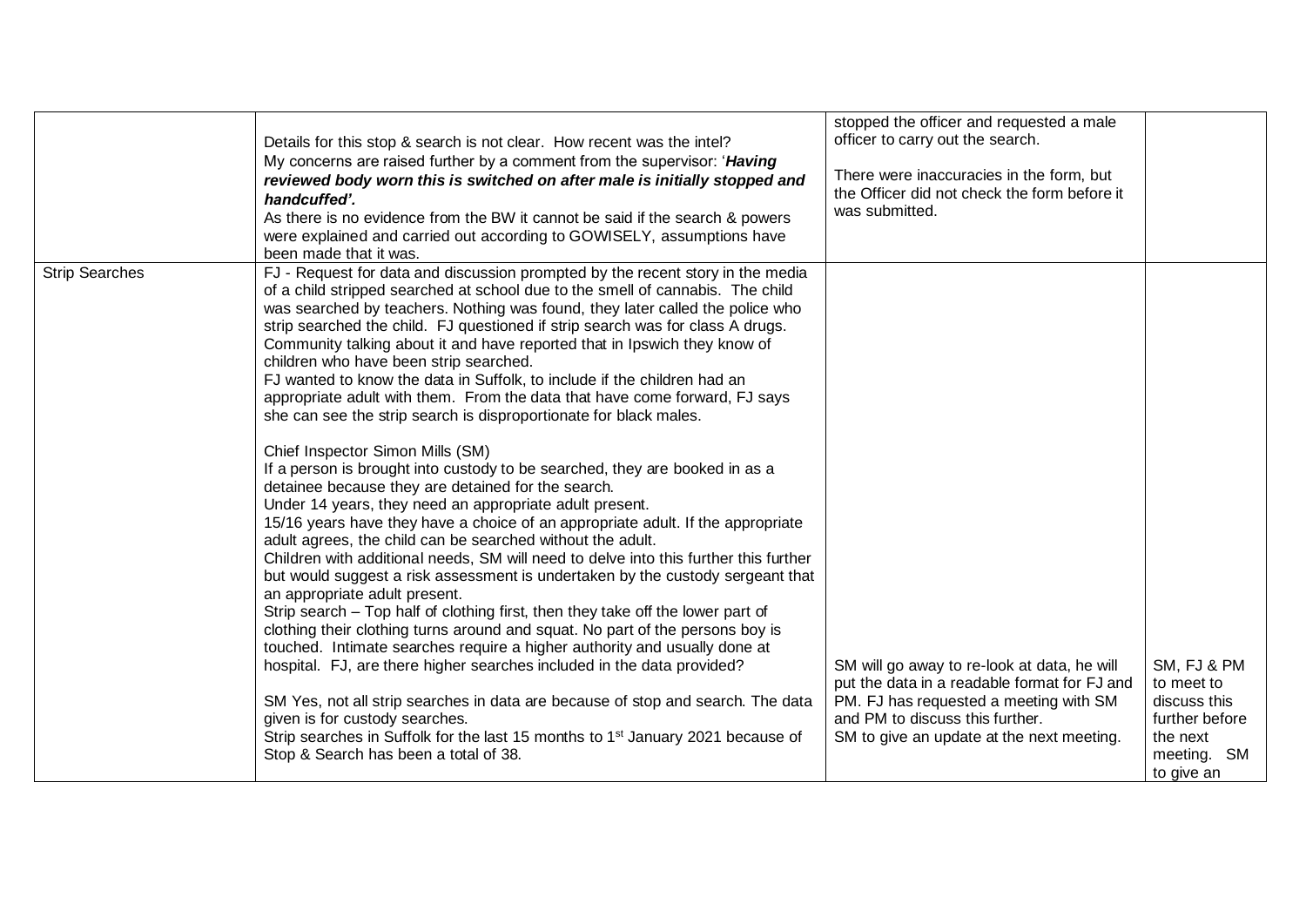| | | | |
|---|---|---|---|
| | Details for this stop & search is not clear. How recent was the intel?<br>My concerns are raised further by a comment from the supervisor: '***Having reviewed body worn this is switched on after male is initially stopped and handcuffed'.***<br>As there is no evidence from the BW it cannot be said if the search & powers were explained and carried out according to GOWISELY, assumptions have been made that it was. | stopped the officer and requested a male officer to carry out the search.<br><br>There were inaccuracies in the form, but the Officer did not check the form before it was submitted. | |
| Strip Searches | FJ - Request for data and discussion prompted by the recent story in the media of a child stripped searched at school due to the smell of cannabis. The child was searched by teachers. Nothing was found, they later called the police who strip searched the child. FJ questioned if strip search was for class A drugs. Community talking about it and have reported that in Ipswich they know of children who have been strip searched.<br>FJ wanted to know the data in Suffolk, to include if the children had an appropriate adult with them. From the data that have come forward, FJ says she can see the strip search is disproportionate for black males.<br><br>Chief Inspector Simon Mills (SM)<br>If a person is brought into custody to be searched, they are booked in as a detainee because they are detained for the search.<br>Under 14 years, they need an appropriate adult present.<br>15/16 years have they have a choice of an appropriate adult. If the appropriate adult agrees, the child can be searched without the adult.<br>Children with additional needs, SM will need to delve into this further this further but would suggest a risk assessment is undertaken by the custody sergeant that an appropriate adult present.<br>Strip search – Top half of clothing first, then they take off the lower part of clothing their clothing turns around and squat. No part of the persons boy is touched. Intimate searches require a higher authority and usually done at hospital. FJ, are there higher searches included in the data provided?<br><br>SM Yes, not all strip searches in data are because of stop and search. The data given is for custody searches.<br>Strip searches in Suffolk for the last 15 months to 1st January 2021 because of Stop & Search has been a total of 38. | SM will go away to re-look at data, he will put the data in a readable format for FJ and PM. FJ has requested a meeting with SM and PM to discuss this further.<br>SM to give an update at the next meeting. | SM, FJ & PM to meet to discuss this further before the next meeting. SM to give an |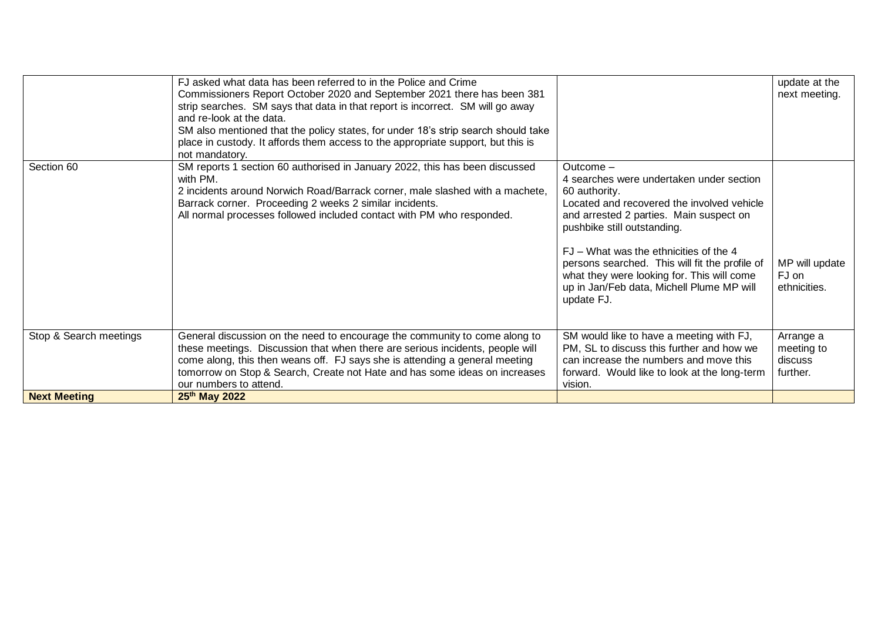| | | | |
|---|---|---|---|
| | FJ asked what data has been referred to in the Police and Crime Commissioners Report October 2020 and September 2021 there has been 381 strip searches. SM says that data in that report is incorrect. SM will go away and re-look at the data.<br>SM also mentioned that the policy states, for under 18's strip search should take place in custody. It affords them access to the appropriate support, but this is not mandatory. | | update at the next meeting. |
| Section 60 | SM reports 1 section 60 authorised in January 2022, this has been discussed with PM.<br>2 incidents around Norwich Road/Barrack corner, male slashed with a machete, Barrack corner. Proceeding 2 weeks 2 similar incidents.<br>All normal processes followed included contact with PM who responded. | Outcome –<br>4 searches were undertaken under section 60 authority.<br>Located and recovered the involved vehicle and arrested 2 parties. Main suspect on pushbike still outstanding.<br><br>FJ – What was the ethnicities of the 4 persons searched. This will fit the profile of what they were looking for. This will come up in Jan/Feb data, Michell Plume MP will update FJ. | MP will update FJ on ethnicities. |
| Stop & Search meetings | General discussion on the need to encourage the community to come along to these meetings. Discussion that when there are serious incidents, people will come along, this then weans off. FJ says she is attending a general meeting tomorrow on Stop & Search, Create not Hate and has some ideas on increases our numbers to attend. | SM would like to have a meeting with FJ, PM, SL to discuss this further and how we can increase the numbers and move this forward. Would like to look at the long-term vision. | Arrange a meeting to discuss further. |
| **Next Meeting** | **25th May 2022** | | |